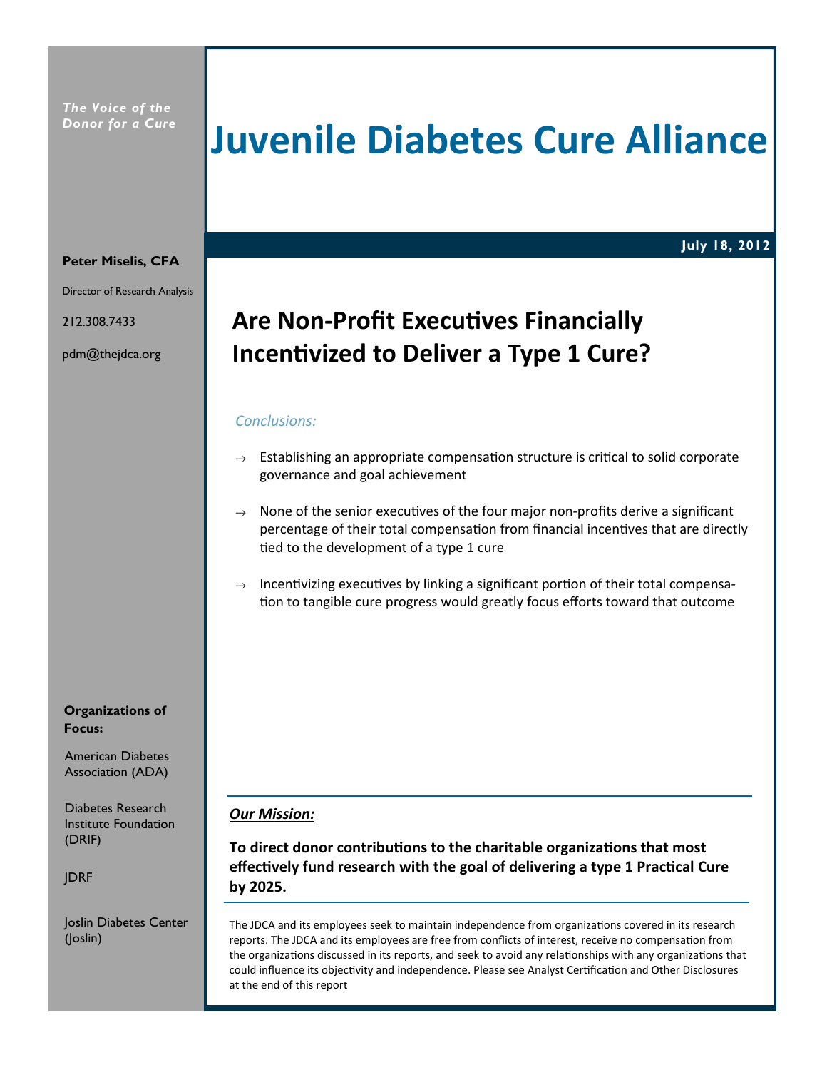*The Voice of the Donor for a Cure*

# Juvenile Diabetes Cure Alliance

**July 18, 2012**

**Peter Miselis, CFA**

Director of Research Analysis

212.308.7433

pdm@thejdca.org

## Are Non-Profit Executives Financially Incentivized to Deliver a Type 1 Cure?

*Conclusions:*

→ Establishing an appropriate compensation structure is critical to solid corporate governance and goal achievement

→ None of the senior executives of the four major non-profits derive a significant percentage of their total compensation from financial incentives that are directly tied to the development of a type 1 cure

→ Incentivizing executives by linking a significant portion of their total compensation to tangible cure progress would greatly focus efforts toward that outcome

**Organizations of Focus:**

American Diabetes Association (ADA)

Diabetes Research Institute Foundation (DRIF)

JDRF

Joslin Diabetes Center (Joslin)

***Our Mission:***

**To direct donor contributions to the charitable organizations that most effectively fund research with the goal of delivering a type 1 Practical Cure by 2025.**

The JDCA and its employees seek to maintain independence from organizations covered in its research reports. The JDCA and its employees are free from conflicts of interest, receive no compensation from the organizations discussed in its reports, and seek to avoid any relationships with any organizations that could influence its objectivity and independence. Please see Analyst Certification and Other Disclosures at the end of this report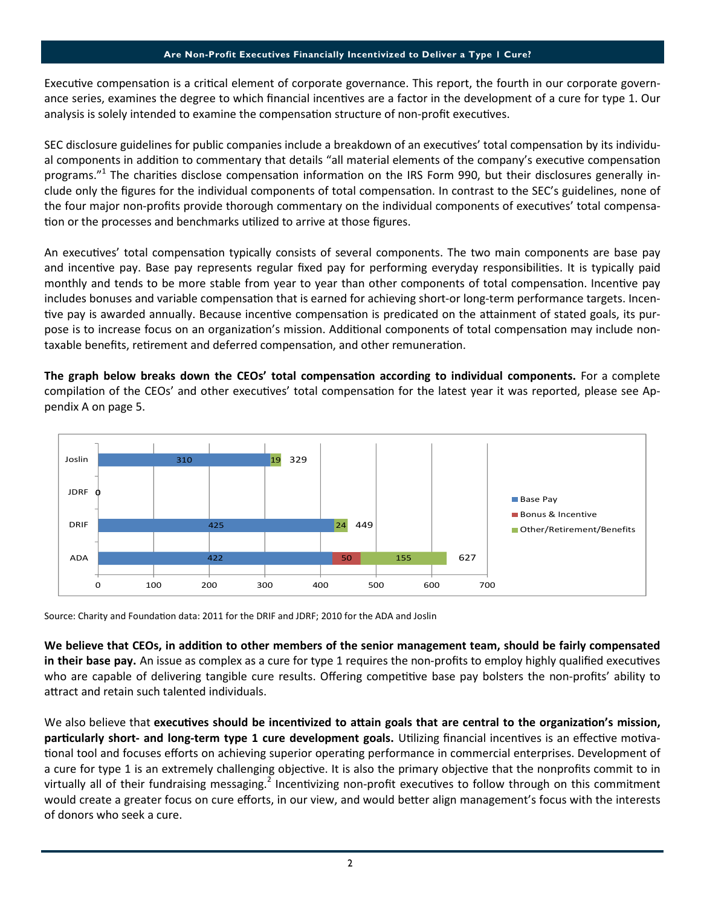Executive compensation is a critical element of corporate governance. This report, the fourth in our corporate governance series, examines the degree to which financial incentives are a factor in the development of a cure for type 1. Our analysis is solely intended to examine the compensation structure of non-profit executives.

SEC disclosure guidelines for public companies include a breakdown of an executives' total compensation by its individual components in addition to commentary that details "all material elements of the company's executive compensation programs."[1] The charities disclose compensation information on the IRS Form 990, but their disclosures generally include only the figures for the individual components of total compensation. In contrast to the SEC's guidelines, none of the four major non-profits provide thorough commentary on the individual components of executives' total compensation or the processes and benchmarks utilized to arrive at those figures.

An executives' total compensation typically consists of several components. The two main components are base pay and incentive pay. Base pay represents regular fixed pay for performing everyday responsibilities. It is typically paid monthly and tends to be more stable from year to year than other components of total compensation. Incentive pay includes bonuses and variable compensation that is earned for achieving short-or long-term performance targets. Incentive pay is awarded annually. Because incentive compensation is predicated on the attainment of stated goals, its purpose is to increase focus on an organization's mission. Additional components of total compensation may include non-taxable benefits, retirement and deferred compensation, and other remuneration.

**The graph below breaks down the CEOs' total compensation according to individual components.** For a complete compilation of the CEOs' and other executives' total compensation for the latest year it was reported, please see Appendix A on page 5.

| | Base Pay | Bonus & Incentive | Other/Retirement/Benefits | Total |
|---|---|---|---|---|
| Joslin | 310 | | 19 | 329 |
| JDRF | | | | 0 |
| DRIF | 425 | | 24 | 449 |
| ADA | 422 | 50 | 155 | 627 |

Source: Charity and Foundation data: 2011 for the DRIF and JDRF; 2010 for the ADA and Joslin

**We believe that CEOs, in addition to other members of the senior management team, should be fairly compensated in their base pay.** An issue as complex as a cure for type 1 requires the non-profits to employ highly qualified executives who are capable of delivering tangible cure results. Offering competitive base pay bolsters the non-profits' ability to attract and retain such talented individuals.

We also believe that **executives should be incentivized to attain goals that are central to the organization's mission, particularly short- and long-term type 1 cure development goals.** Utilizing financial incentives is an effective motivational tool and focuses efforts on achieving superior operating performance in commercial enterprises. Development of a cure for type 1 is an extremely challenging objective. It is also the primary objective that the nonprofits commit to in virtually all of their fundraising messaging.[2] Incentivizing non-profit executives to follow through on this commitment would create a greater focus on cure efforts, in our view, and would better align management's focus with the interests of donors who seek a cure.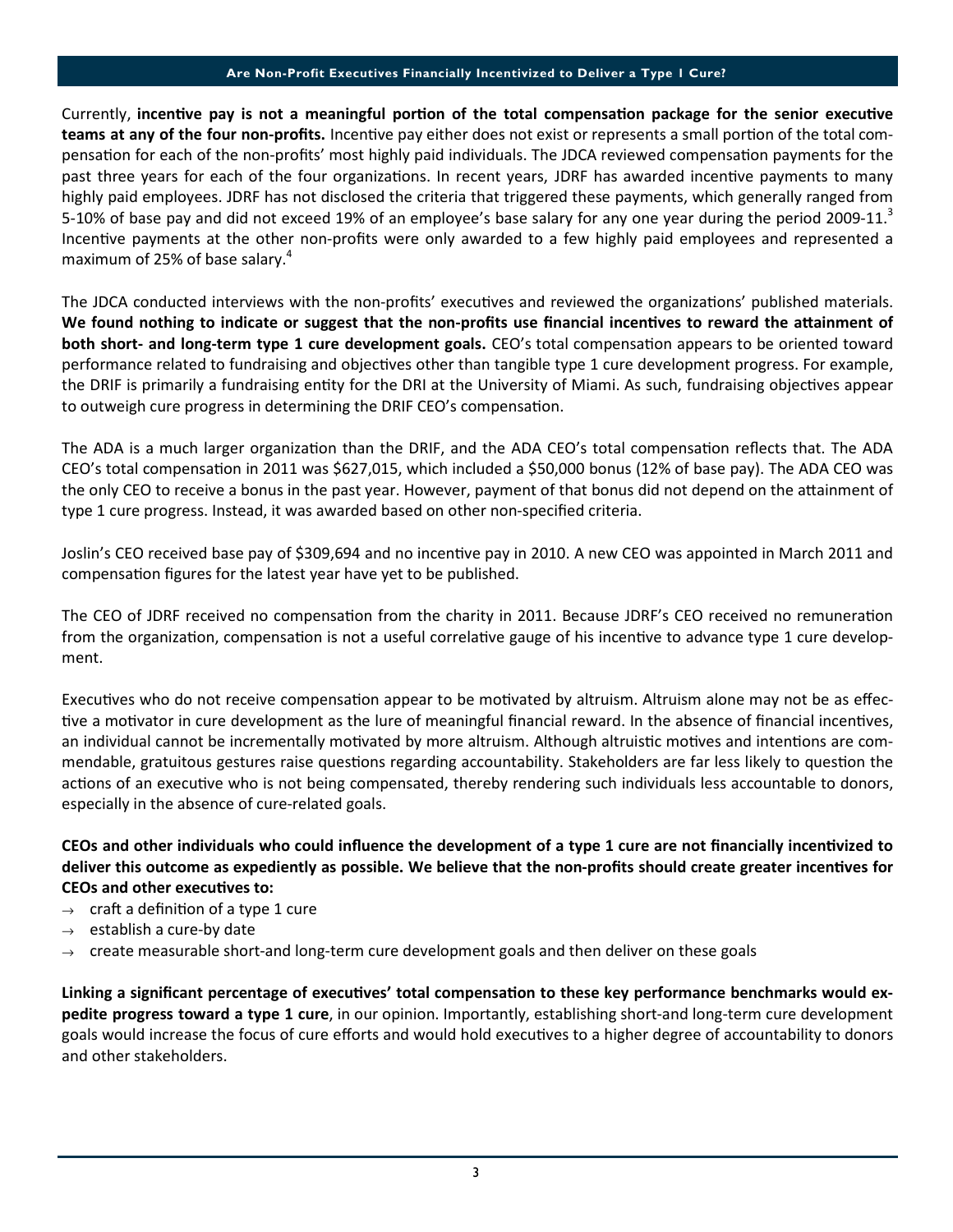## Are Non-Profit Executives Financially Incentivized to Deliver a Type 1 Cure?

Currently, **incentive pay is not a meaningful portion of the total compensation package for the senior executive teams at any of the four non-profits.** Incentive pay either does not exist or represents a small portion of the total compensation for each of the non-profits' most highly paid individuals. The JDCA reviewed compensation payments for the past three years for each of the four organizations. In recent years, JDRF has awarded incentive payments to many highly paid employees. JDRF has not disclosed the criteria that triggered these payments, which generally ranged from 5-10% of base pay and did not exceed 19% of an employee's base salary for any one year during the period 2009-11.[3] Incentive payments at the other non-profits were only awarded to a few highly paid employees and represented a maximum of 25% of base salary.[4]

The JDCA conducted interviews with the non-profits' executives and reviewed the organizations' published materials. **We found nothing to indicate or suggest that the non-profits use financial incentives to reward the attainment of both short- and long-term type 1 cure development goals.** CEO's total compensation appears to be oriented toward performance related to fundraising and objectives other than tangible type 1 cure development progress. For example, the DRIF is primarily a fundraising entity for the DRI at the University of Miami. As such, fundraising objectives appear to outweigh cure progress in determining the DRIF CEO's compensation.

The ADA is a much larger organization than the DRIF, and the ADA CEO's total compensation reflects that. The ADA CEO's total compensation in 2011 was $627,015, which included a $50,000 bonus (12% of base pay). The ADA CEO was the only CEO to receive a bonus in the past year. However, payment of that bonus did not depend on the attainment of type 1 cure progress. Instead, it was awarded based on other non-specified criteria.

Joslin's CEO received base pay of $309,694 and no incentive pay in 2010. A new CEO was appointed in March 2011 and compensation figures for the latest year have yet to be published.

The CEO of JDRF received no compensation from the charity in 2011. Because JDRF's CEO received no remuneration from the organization, compensation is not a useful correlative gauge of his incentive to advance type 1 cure development.

Executives who do not receive compensation appear to be motivated by altruism. Altruism alone may not be as effective a motivator in cure development as the lure of meaningful financial reward. In the absence of financial incentives, an individual cannot be incrementally motivated by more altruism. Although altruistic motives and intentions are commendable, gratuitous gestures raise questions regarding accountability. Stakeholders are far less likely to question the actions of an executive who is not being compensated, thereby rendering such individuals less accountable to donors, especially in the absence of cure-related goals.

**CEOs and other individuals who could influence the development of a type 1 cure are not financially incentivized to deliver this outcome as expediently as possible. We believe that the non-profits should create greater incentives for CEOs and other executives to:**

- → craft a definition of a type 1 cure
- → establish a cure-by date
- → create measurable short-and long-term cure development goals and then deliver on these goals

**Linking a significant percentage of executives' total compensation to these key performance benchmarks would expedite progress toward a type 1 cure**, in our opinion. Importantly, establishing short-and long-term cure development goals would increase the focus of cure efforts and would hold executives to a higher degree of accountability to donors and other stakeholders.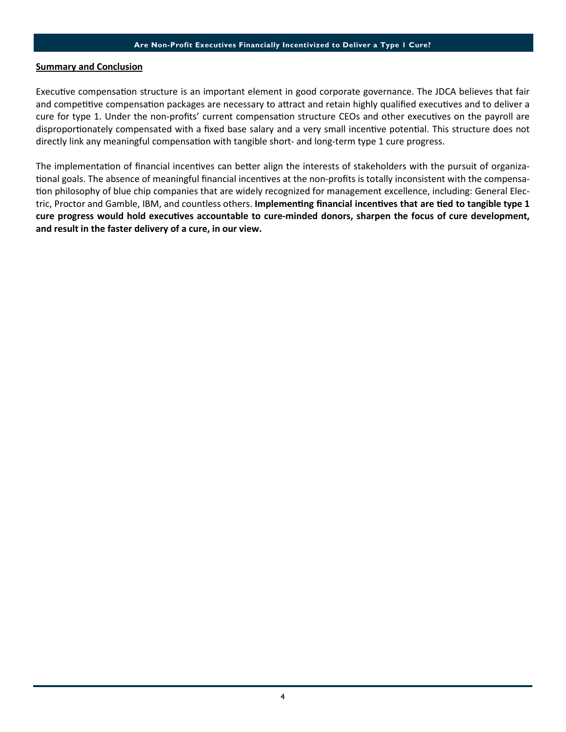## Summary and Conclusion

Executive compensation structure is an important element in good corporate governance. The JDCA believes that fair and competitive compensation packages are necessary to attract and retain highly qualified executives and to deliver a cure for type 1. Under the non-profits' current compensation structure CEOs and other executives on the payroll are disproportionately compensated with a fixed base salary and a very small incentive potential. This structure does not directly link any meaningful compensation with tangible short- and long-term type 1 cure progress.

The implementation of financial incentives can better align the interests of stakeholders with the pursuit of organizational goals. The absence of meaningful financial incentives at the non-profits is totally inconsistent with the compensation philosophy of blue chip companies that are widely recognized for management excellence, including: General Electric, Proctor and Gamble, IBM, and countless others. **Implementing financial incentives that are tied to tangible type 1 cure progress would hold executives accountable to cure-minded donors, sharpen the focus of cure development, and result in the faster delivery of a cure, in our view.**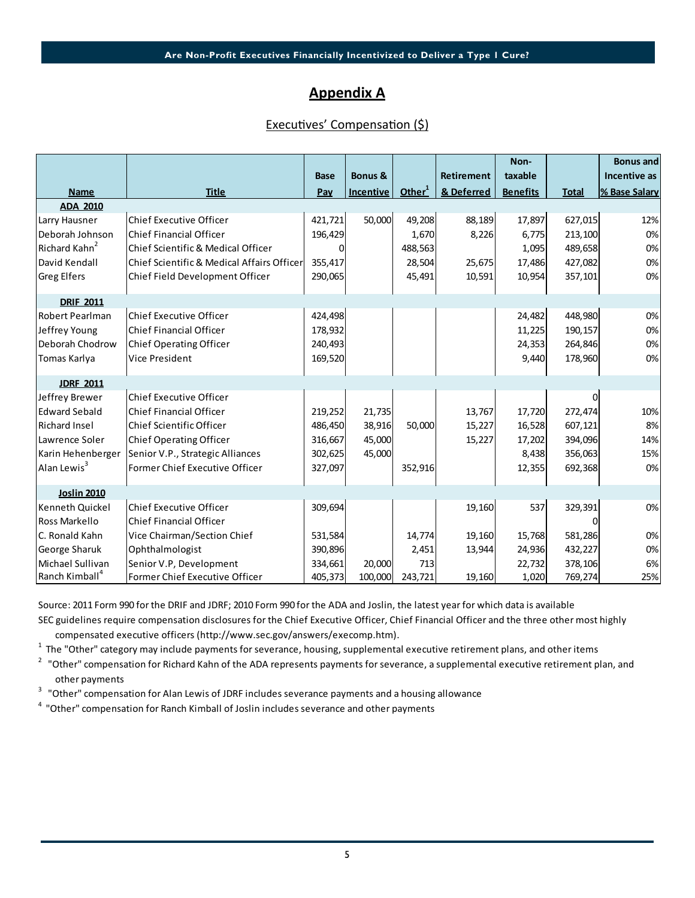## Appendix A

Executives' Compensation ($)

| Name | Title | Base Pay | Bonus & Incentive | Other[1] | Retirement & Deferred | Non-taxable Benefits | Total | Bonus and Incentive as % Base Salary |
|---|---|---|---|---|---|---|---|---|
| **ADA 2010** | | | | | | | | |
| Larry Hausner | Chief Executive Officer | 421,721 | 50,000 | 49,208 | 88,189 | 17,897 | 627,015 | 12% |
| Deborah Johnson | Chief Financial Officer | 196,429 | | 1,670 | 8,226 | 6,775 | 213,100 | 0% |
| Richard Kahn[2] | Chief Scientific & Medical Officer | 0 | | 488,563 | | 1,095 | 489,658 | 0% |
| David Kendall | Chief Scientific & Medical Affairs Officer | 355,417 | | 28,504 | 25,675 | 17,486 | 427,082 | 0% |
| Greg Elfers | Chief Field Development Officer | 290,065 | | 45,491 | 10,591 | 10,954 | 357,101 | 0% |
| **DRIF 2011** | | | | | | | | |
| Robert Pearlman | Chief Executive Officer | 424,498 | | | | 24,482 | 448,980 | 0% |
| Jeffrey Young | Chief Financial Officer | 178,932 | | | | 11,225 | 190,157 | 0% |
| Deborah Chodrow | Chief Operating Officer | 240,493 | | | | 24,353 | 264,846 | 0% |
| Tomas Karlya | Vice President | 169,520 | | | | 9,440 | 178,960 | 0% |
| **JDRF 2011** | | | | | | | | |
| Jeffrey Brewer | Chief Executive Officer | | | | | | 0 | |
| Edward Sebald | Chief Financial Officer | 219,252 | 21,735 | | 13,767 | 17,720 | 272,474 | 10% |
| Richard Insel | Chief Scientific Officer | 486,450 | 38,916 | 50,000 | 15,227 | 16,528 | 607,121 | 8% |
| Lawrence Soler | Chief Operating Officer | 316,667 | 45,000 | | 15,227 | 17,202 | 394,096 | 14% |
| Karin Hehenberger | Senior V.P., Strategic Alliances | 302,625 | 45,000 | | | 8,438 | 356,063 | 15% |
| Alan Lewis[3] | Former Chief Executive Officer | 327,097 | | 352,916 | | 12,355 | 692,368 | 0% |
| **Joslin 2010** | | | | | | | | |
| Kenneth Quickel | Chief Executive Officer | 309,694 | | | 19,160 | 537 | 329,391 | 0% |
| Ross Markello | Chief Financial Officer | | | | | | 0 | |
| C. Ronald Kahn | Vice Chairman/Section Chief | 531,584 | | 14,774 | 19,160 | 15,768 | 581,286 | 0% |
| George Sharuk | Ophthalmologist | 390,896 | | 2,451 | 13,944 | 24,936 | 432,227 | 0% |
| Michael Sullivan | Senior V.P, Development | 334,661 | 20,000 | 713 | | 22,732 | 378,106 | 6% |
| Ranch Kimball[4] | Former Chief Executive Officer | 405,373 | 100,000 | 243,721 | 19,160 | 1,020 | 769,274 | 25% |

Source: 2011 Form 990 for the DRIF and JDRF; 2010 Form 990 for the ADA and Joslin, the latest year for which data is available

SEC guidelines require compensation disclosures for the Chief Executive Officer, Chief Financial Officer and the three other most highly compensated executive officers (http://www.sec.gov/answers/execomp.htm).

[1] The "Other" category may include payments for severance, housing, supplemental executive retirement plans, and other items

[2] "Other" compensation for Richard Kahn of the ADA represents payments for severance, a supplemental executive retirement plan, and other payments

[3] "Other" compensation for Alan Lewis of JDRF includes severance payments and a housing allowance

[4] "Other" compensation for Ranch Kimball of Joslin includes severance and other payments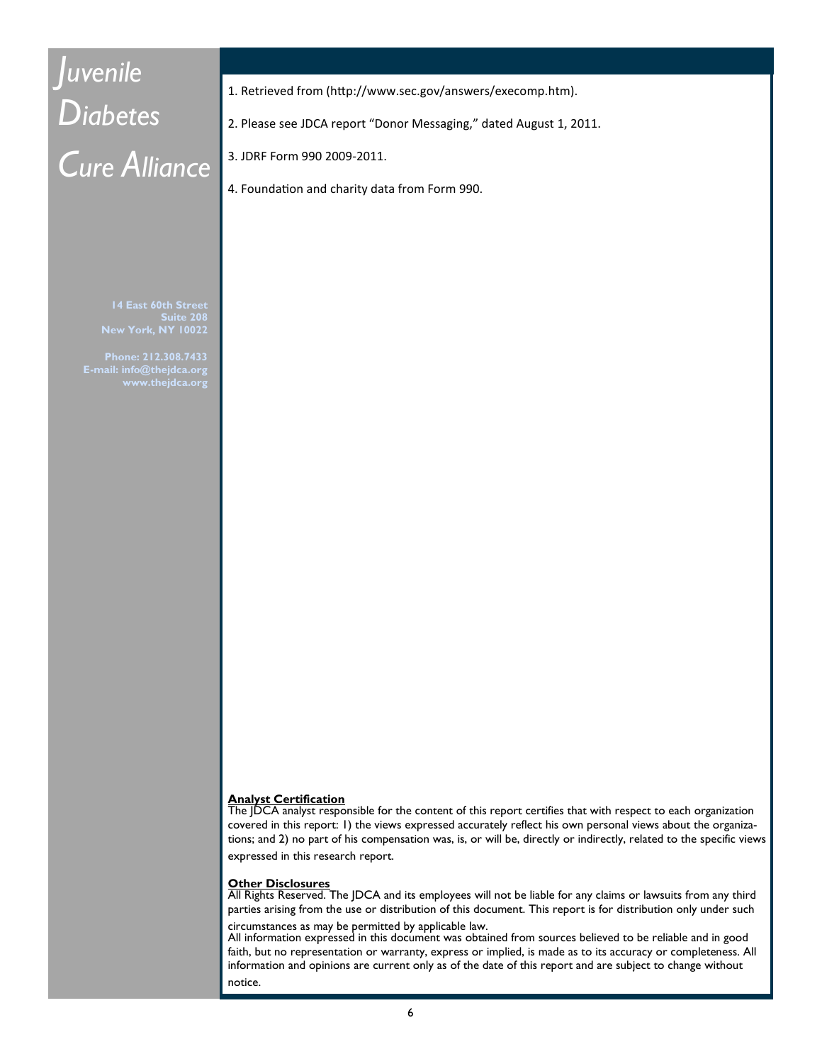# *Juvenile Diabetes Cure Alliance*

14 East 60th Street
Suite 208
New York, NY 10022

Phone: 212.308.7433
E-mail: info@thejdca.org
www.thejdca.org

1. Retrieved from (http://www.sec.gov/answers/execomp.htm).

2. Please see JDCA report "Donor Messaging," dated August 1, 2011.

3. JDRF Form 990 2009-2011.

4. Foundation and charity data from Form 990.

**Analyst Certification**

The JDCA analyst responsible for the content of this report certifies that with respect to each organization covered in this report: 1) the views expressed accurately reflect his own personal views about the organizations; and 2) no part of his compensation was, is, or will be, directly or indirectly, related to the specific views expressed in this research report.

**Other Disclosures**

All Rights Reserved. The JDCA and its employees will not be liable for any claims or lawsuits from any third parties arising from the use or distribution of this document. This report is for distribution only under such circumstances as may be permitted by applicable law.

All information expressed in this document was obtained from sources believed to be reliable and in good faith, but no representation or warranty, express or implied, is made as to its accuracy or completeness. All information and opinions are current only as of the date of this report and are subject to change without notice.